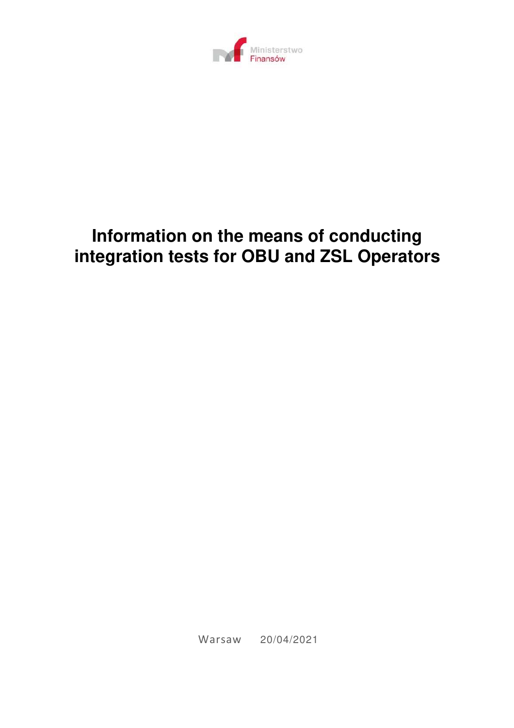Ministerstwo Finansów

# Information on the means of conducting integration tests for OBU and ZSL Operators

Warsaw 20/04/2021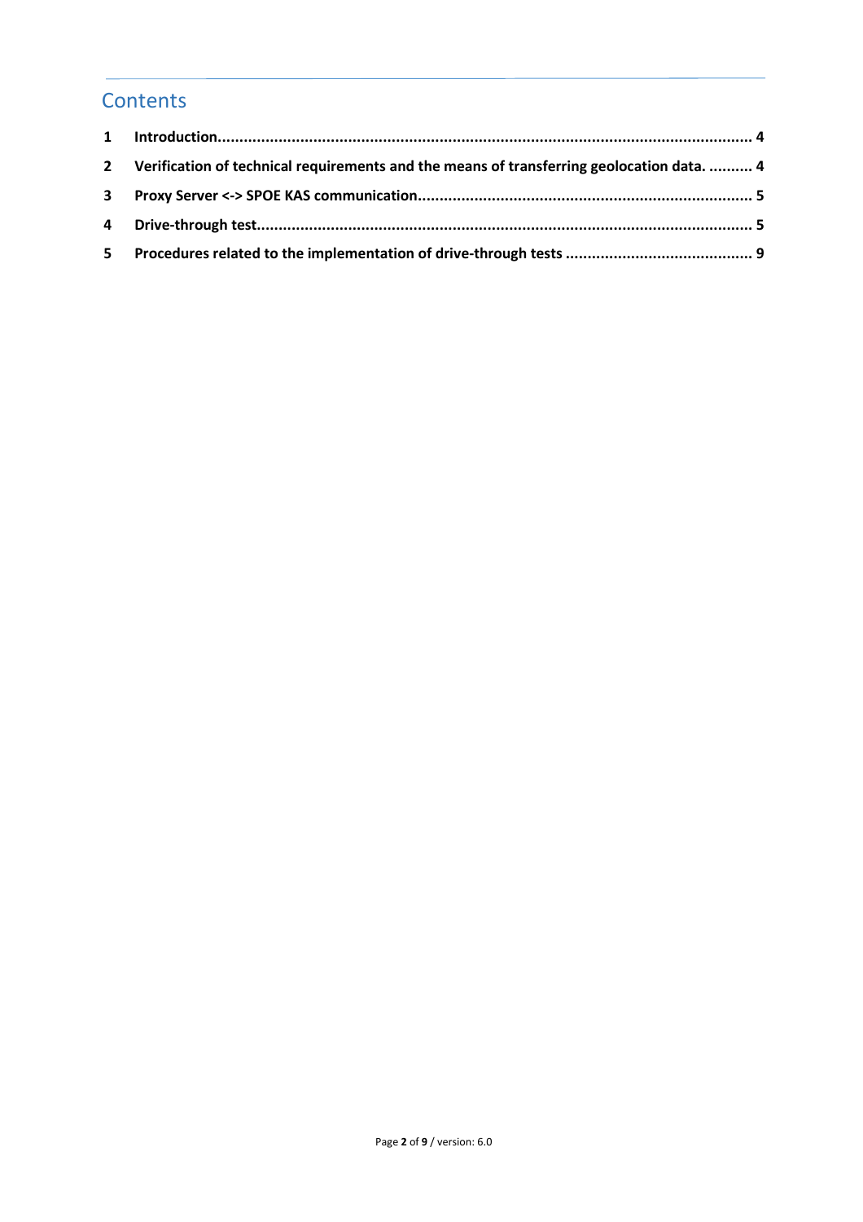# Contents

1 **Introduction** ........................................................................................................................ 4

2 **Verification of technical requirements and the means of transferring geolocation data.** .......... 4

3 **Proxy Server <-> SPOE KAS communication** ............................................................................ 5

4 **Drive-through test** ................................................................................................................ 5

5 **Procedures related to the implementation of drive-through tests** ........................................... 9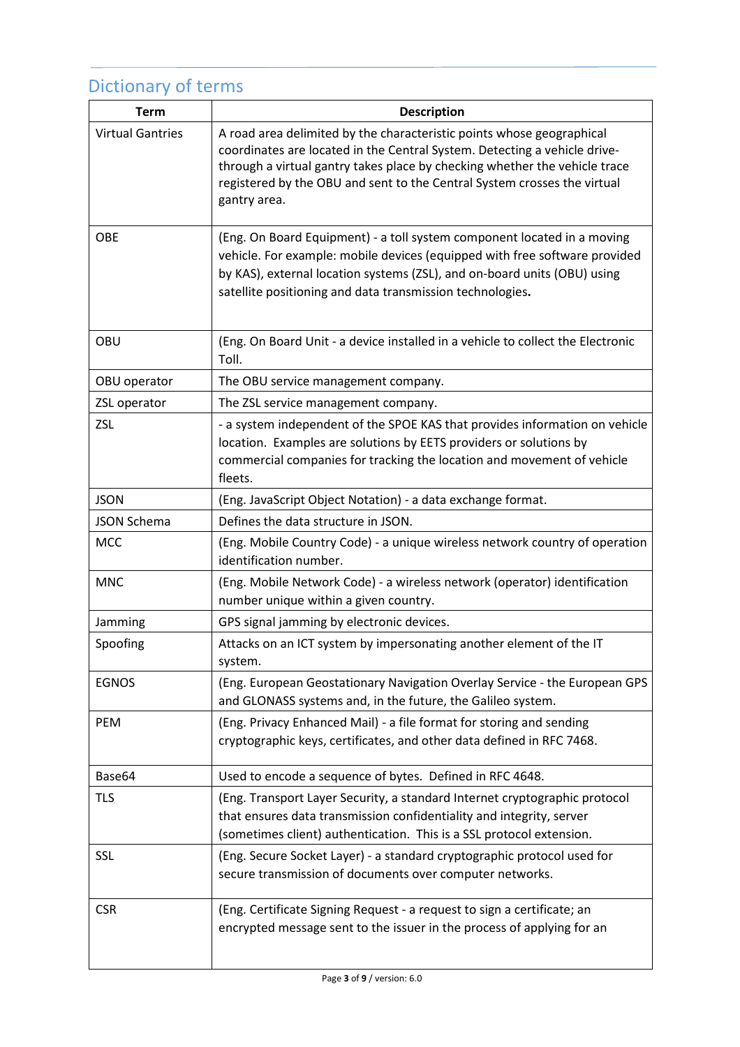## Dictionary of terms

| Term | Description |
|---|---|
| Virtual Gantries | A road area delimited by the characteristic points whose geographical coordinates are located in the Central System. Detecting a vehicle drive-through a virtual gantry takes place by checking whether the vehicle trace registered by the OBU and sent to the Central System crosses the virtual gantry area. |
| OBE | (Eng. On Board Equipment) - a toll system component located in a moving vehicle. For example: mobile devices (equipped with free software provided by KAS), external location systems (ZSL), and on-board units (OBU) using satellite positioning and data transmission technologies**.** |
| OBU | (Eng. On Board Unit - a device installed in a vehicle to collect the Electronic Toll. |
| OBU operator | The OBU service management company. |
| ZSL operator | The ZSL service management company. |
| ZSL | - a system independent of the SPOE KAS that provides information on vehicle location. Examples are solutions by EETS providers or solutions by commercial companies for tracking the location and movement of vehicle fleets. |
| JSON | (Eng. JavaScript Object Notation) - a data exchange format. |
| JSON Schema | Defines the data structure in JSON. |
| MCC | (Eng. Mobile Country Code) - a unique wireless network country of operation identification number. |
| MNC | (Eng. Mobile Network Code) - a wireless network (operator) identification number unique within a given country. |
| Jamming | GPS signal jamming by electronic devices. |
| Spoofing | Attacks on an ICT system by impersonating another element of the IT system. |
| EGNOS | (Eng. European Geostationary Navigation Overlay Service - the European GPS and GLONASS systems and, in the future, the Galileo system. |
| PEM | (Eng. Privacy Enhanced Mail) - a file format for storing and sending cryptographic keys, certificates, and other data defined in RFC 7468. |
| Base64 | Used to encode a sequence of bytes. Defined in RFC 4648. |
| TLS | (Eng. Transport Layer Security, a standard Internet cryptographic protocol that ensures data transmission confidentiality and integrity, server (sometimes client) authentication. This is a SSL protocol extension. |
| SSL | (Eng. Secure Socket Layer) - a standard cryptographic protocol used for secure transmission of documents over computer networks. |
| CSR | (Eng. Certificate Signing Request - a request to sign a certificate; an encrypted message sent to the issuer in the process of applying for an |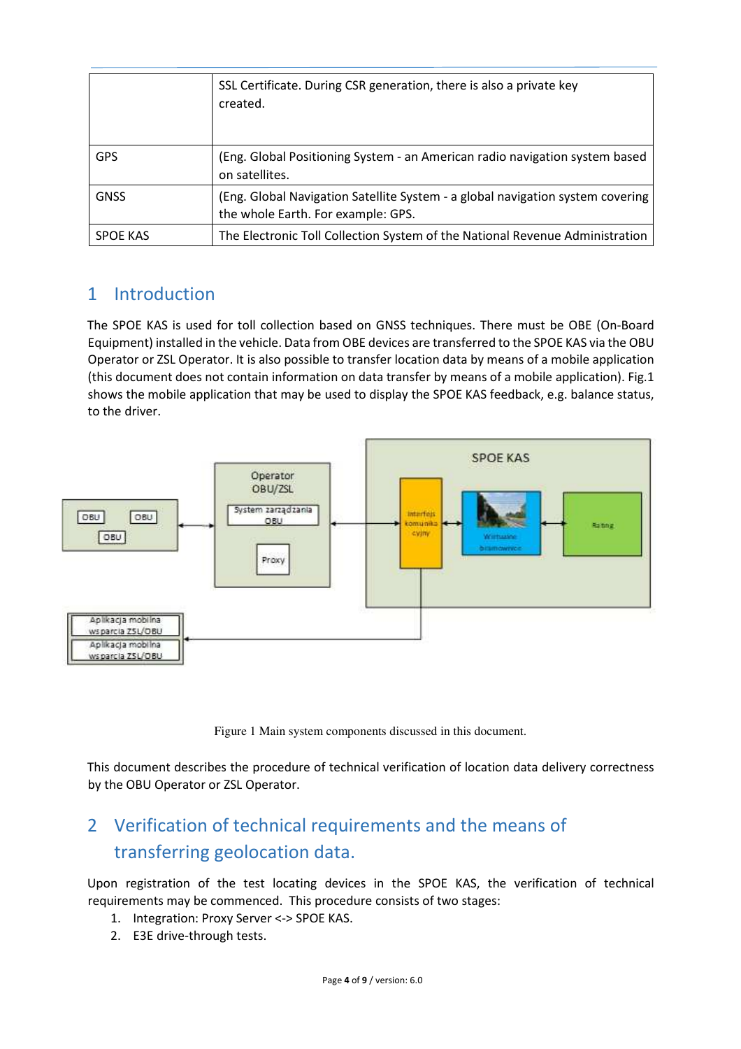| | |
|---|---|
| | SSL Certificate. During CSR generation, there is also a private key created. |
| GPS | (Eng. Global Positioning System - an American radio navigation system based on satellites. |
| GNSS | (Eng. Global Navigation Satellite System - a global navigation system covering the whole Earth. For example: GPS. |
| SPOE KAS | The Electronic Toll Collection System of the National Revenue Administration |

# 1 Introduction

The SPOE KAS is used for toll collection based on GNSS techniques. There must be OBE (On-Board Equipment) installed in the vehicle. Data from OBE devices are transferred to the SPOE KAS via the OBU Operator or ZSL Operator. It is also possible to transfer location data by means of a mobile application (this document does not contain information on data transfer by means of a mobile application). Fig.1 shows the mobile application that may be used to display the SPOE KAS feedback, e.g. balance status, to the driver.

Figure 1 Main system components discussed in this document.

This document describes the procedure of technical verification of location data delivery correctness by the OBU Operator or ZSL Operator.

# 2 Verification of technical requirements and the means of transferring geolocation data.

Upon registration of the test locating devices in the SPOE KAS, the verification of technical requirements may be commenced. This procedure consists of two stages:

1. Integration: Proxy Server <-> SPOE KAS.
2. E3E drive-through tests.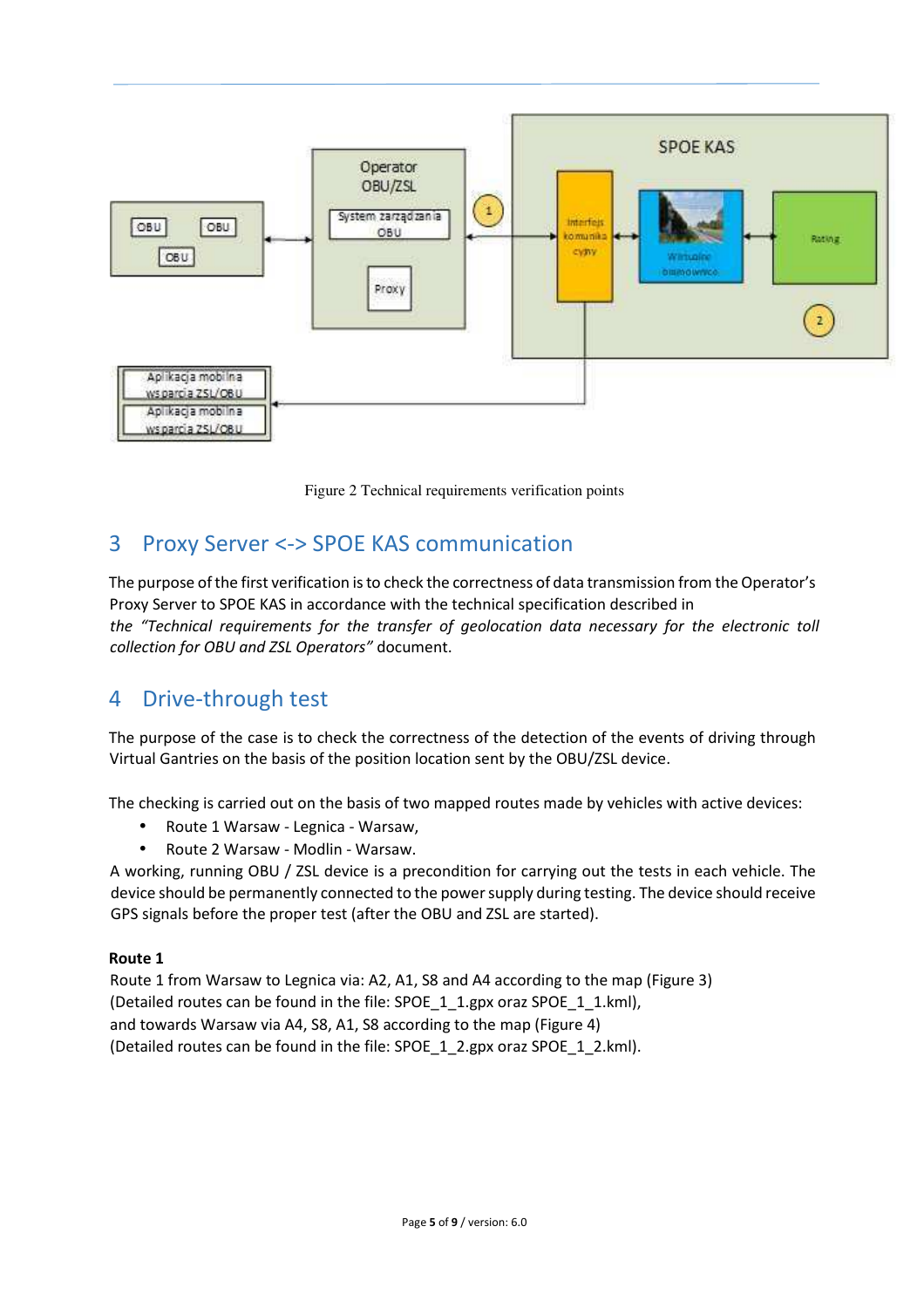Figure 2 Technical requirements verification points

## 3 Proxy Server <-> SPOE KAS communication

The purpose of the first verification is to check the correctness of data transmission from the Operator's Proxy Server to SPOE KAS in accordance with the technical specification described in the *"Technical requirements for the transfer of geolocation data necessary for the electronic toll collection for OBU and ZSL Operators"* document.

## 4 Drive-through test

The purpose of the case is to check the correctness of the detection of the events of driving through Virtual Gantries on the basis of the position location sent by the OBU/ZSL device.

The checking is carried out on the basis of two mapped routes made by vehicles with active devices:

- Route 1 Warsaw - Legnica - Warsaw,
- Route 2 Warsaw - Modlin - Warsaw.

A working, running OBU / ZSL device is a precondition for carrying out the tests in each vehicle. The device should be permanently connected to the power supply during testing. The device should receive GPS signals before the proper test (after the OBU and ZSL are started).

**Route 1**

Route 1 from Warsaw to Legnica via: A2, A1, S8 and A4 according to the map (Figure 3)
(Detailed routes can be found in the file: SPOE_1_1.gpx oraz SPOE_1_1.kml),
and towards Warsaw via A4, S8, A1, S8 according to the map (Figure 4)
(Detailed routes can be found in the file: SPOE_1_2.gpx oraz SPOE_1_2.kml).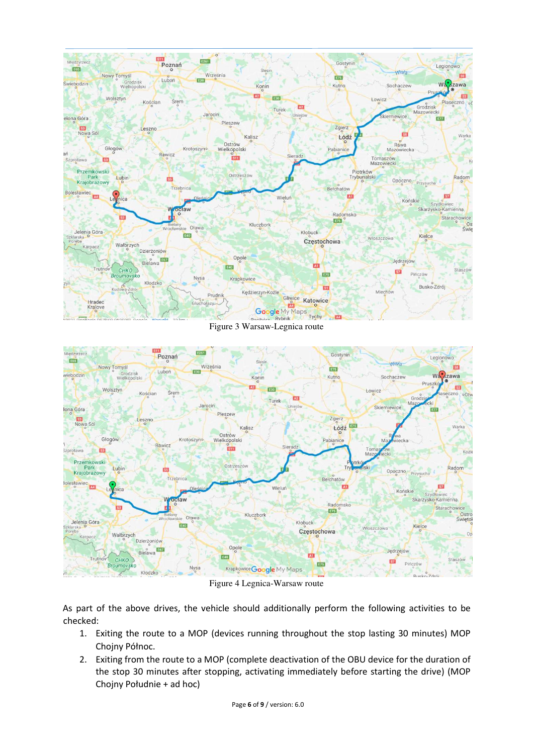Figure 3 Warsaw-Legnica route

Figure 4 Legnica-Warsaw route

As part of the above drives, the vehicle should additionally perform the following activities to be checked:

1. Exiting the route to a MOP (devices running throughout the stop lasting 30 minutes) MOP Chojny Północ.
2. Exiting from the route to a MOP (complete deactivation of the OBU device for the duration of the stop 30 minutes after stopping, activating immediately before starting the drive) (MOP Chojny Południe + ad hoc)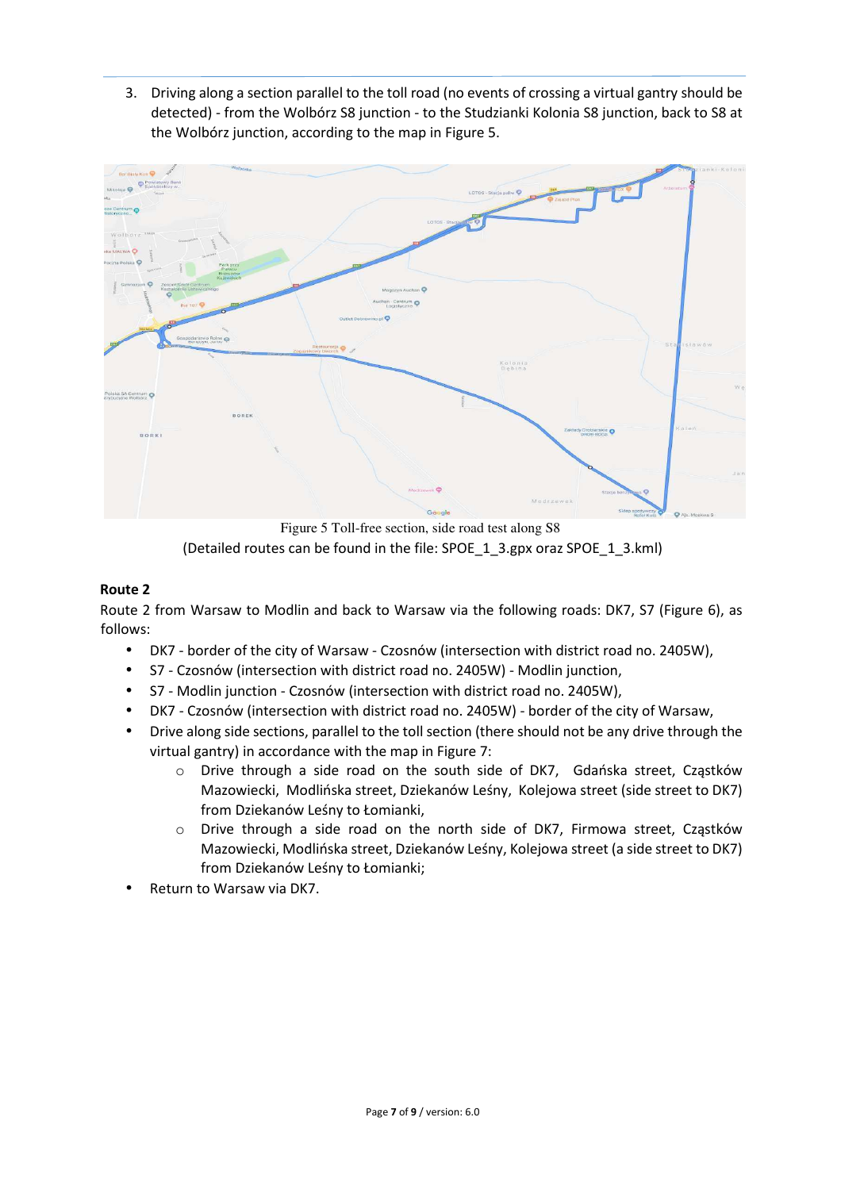3. Driving along a section parallel to the toll road (no events of crossing a virtual gantry should be detected) - from the Wolbórz S8 junction - to the Studzianki Kolonia S8 junction, back to S8 at the Wolbórz junction, according to the map in Figure 5.

Figure 5 Toll-free section, side road test along S8

(Detailed routes can be found in the file: SPOE_1_3.gpx oraz SPOE_1_3.kml)

**Route 2**

Route 2 from Warsaw to Modlin and back to Warsaw via the following roads: DK7, S7 (Figure 6), as follows:

- DK7 - border of the city of Warsaw - Czosnów (intersection with district road no. 2405W),
- S7 - Czosnów (intersection with district road no. 2405W) - Modlin junction,
- S7 - Modlin junction - Czosnów (intersection with district road no. 2405W),
- DK7 - Czosnów (intersection with district road no. 2405W) - border of the city of Warsaw,
- Drive along side sections, parallel to the toll section (there should not be any drive through the virtual gantry) in accordance with the map in Figure 7:
  - Drive through a side road on the south side of DK7, Gdańska street, Cząstków Mazowiecki, Modlińska street, Dziekanów Leśny, Kolejowa street (side street to DK7) from Dziekanów Leśny to Łomianki,
  - Drive through a side road on the north side of DK7, Firmowa street, Cząstków Mazowiecki, Modlińska street, Dziekanów Leśny, Kolejowa street (a side street to DK7) from Dziekanów Leśny to Łomianki;
- Return to Warsaw via DK7.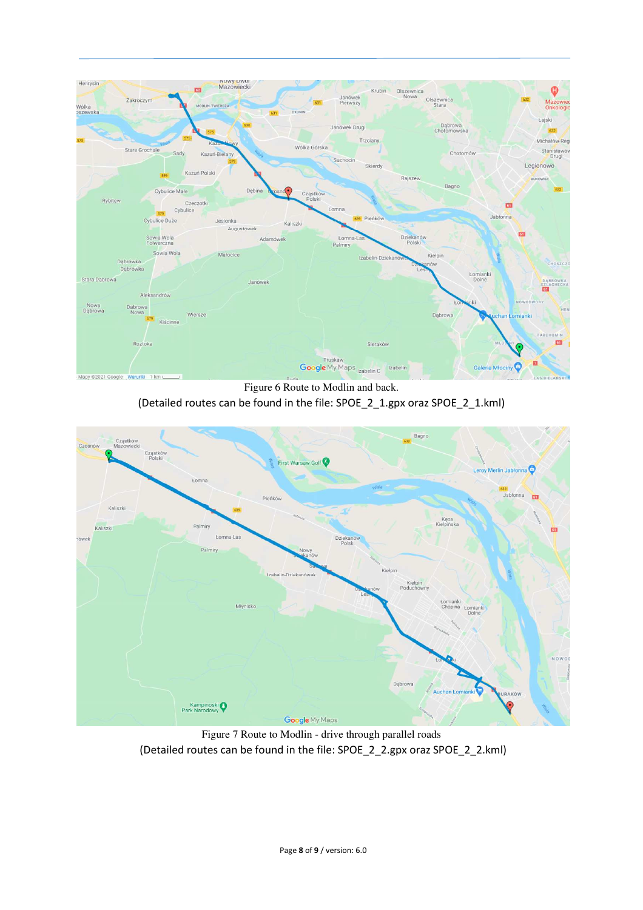Figure 6 Route to Modlin and back.

(Detailed routes can be found in the file: SPOE_2_1.gpx oraz SPOE_2_1.kml)

Figure 7 Route to Modlin - drive through parallel roads

(Detailed routes can be found in the file: SPOE_2_2.gpx oraz SPOE_2_2.kml)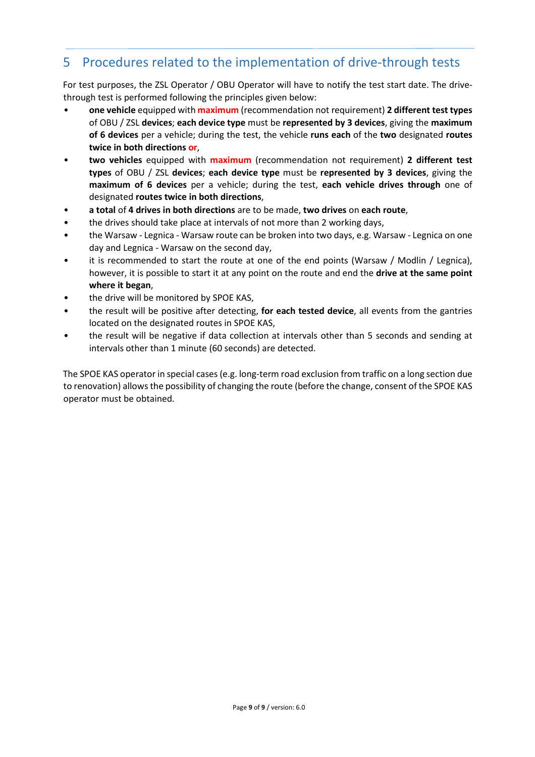# 5 Procedures related to the implementation of drive-through tests

For test purposes, the ZSL Operator / OBU Operator will have to notify the test start date. The drive-through test is performed following the principles given below:

- **one vehicle** equipped with **maximum** (recommendation not requirement) **2 different test types** of OBU / ZSL **devices**; **each device type** must be **represented by 3 devices**, giving the **maximum of 6 devices** per a vehicle; during the test, the vehicle **runs each** of the **two** designated **routes twice in both directions or**,
- **two vehicles** equipped with **maximum** (recommendation not requirement) **2 different test types** of OBU / ZSL **devices**; **each device type** must be **represented by 3 devices**, giving the **maximum of 6 devices** per a vehicle; during the test, **each vehicle drives through** one of designated **routes twice in both directions**,
- **a total** of **4 drives in both directions** are to be made, **two drives** on **each route**,
- the drives should take place at intervals of not more than 2 working days,
- the Warsaw - Legnica - Warsaw route can be broken into two days, e.g. Warsaw - Legnica on one day and Legnica - Warsaw on the second day,
- it is recommended to start the route at one of the end points (Warsaw / Modlin / Legnica), however, it is possible to start it at any point on the route and end the **drive at the same point where it began**,
- the drive will be monitored by SPOE KAS,
- the result will be positive after detecting, **for each tested device**, all events from the gantries located on the designated routes in SPOE KAS,
- the result will be negative if data collection at intervals other than 5 seconds and sending at intervals other than 1 minute (60 seconds) are detected.

The SPOE KAS operator in special cases (e.g. long-term road exclusion from traffic on a long section due to renovation) allows the possibility of changing the route (before the change, consent of the SPOE KAS operator must be obtained.